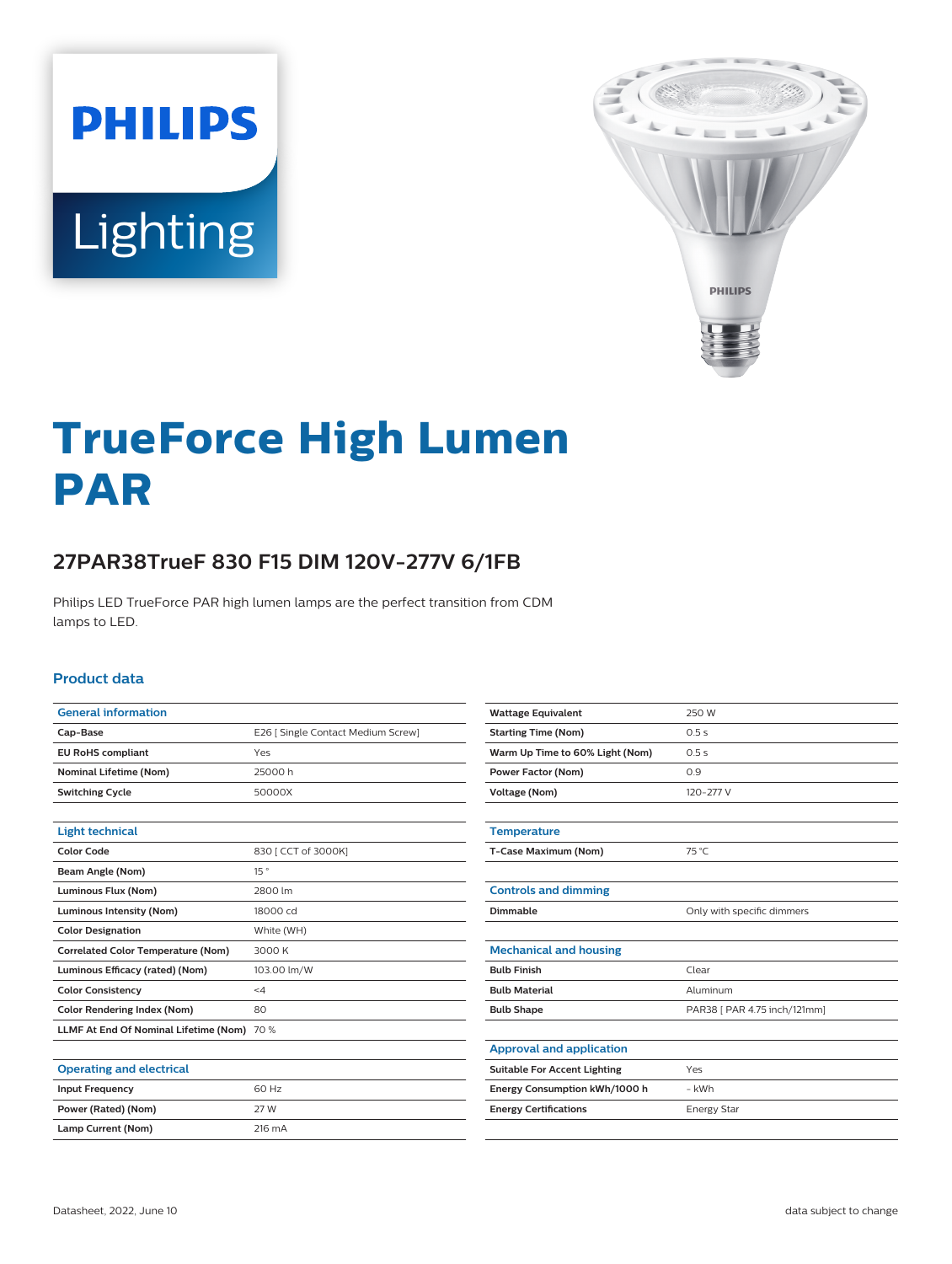# TrueForce High Lumen PAR

## 27PAR38TrueF 830 F15 DIM 120V-277V 6/1FB

Philips LED TrueForce PAR high lumen lamps are the perfect transition from CDM lamps to LED.

### Product data

| General information | |
|---|---|
| Cap-Base | E26 [ Single Contact Medium Screw] |
| EU RoHS compliant | Yes |
| Nominal Lifetime (Nom) | 25000 h |
| Switching Cycle | 50000X |

| Light technical | |
|---|---|
| Color Code | 830 [ CCT of 3000K] |
| Beam Angle (Nom) | 15 ° |
| Luminous Flux (Nom) | 2800 lm |
| Luminous Intensity (Nom) | 18000 cd |
| Color Designation | White (WH) |
| Correlated Color Temperature (Nom) | 3000 K |
| Luminous Efficacy (rated) (Nom) | 103.00 lm/W |
| Color Consistency | <4 |
| Color Rendering Index (Nom) | 80 |
| LLMF At End Of Nominal Lifetime (Nom) | 70 % |

| Operating and electrical | |
|---|---|
| Input Frequency | 60 Hz |
| Power (Rated) (Nom) | 27 W |
| Lamp Current (Nom) | 216 mA |
| Wattage Equivalent | 250 W |
| Starting Time (Nom) | 0.5 s |
| Warm Up Time to 60% Light (Nom) | 0.5 s |
| Power Factor (Nom) | 0.9 |
| Voltage (Nom) | 120-277 V |

| Temperature | |
|---|---|
| T-Case Maximum (Nom) | 75 °C |

| Controls and dimming | |
|---|---|
| Dimmable | Only with specific dimmers |

| Mechanical and housing | |
|---|---|
| Bulb Finish | Clear |
| Bulb Material | Aluminum |
| Bulb Shape | PAR38 [ PAR 4.75 inch/121mm] |

| Approval and application | |
|---|---|
| Suitable For Accent Lighting | Yes |
| Energy Consumption kWh/1000 h | - kWh |
| Energy Certifications | Energy Star |

Datasheet, 2022, June 10 data subject to change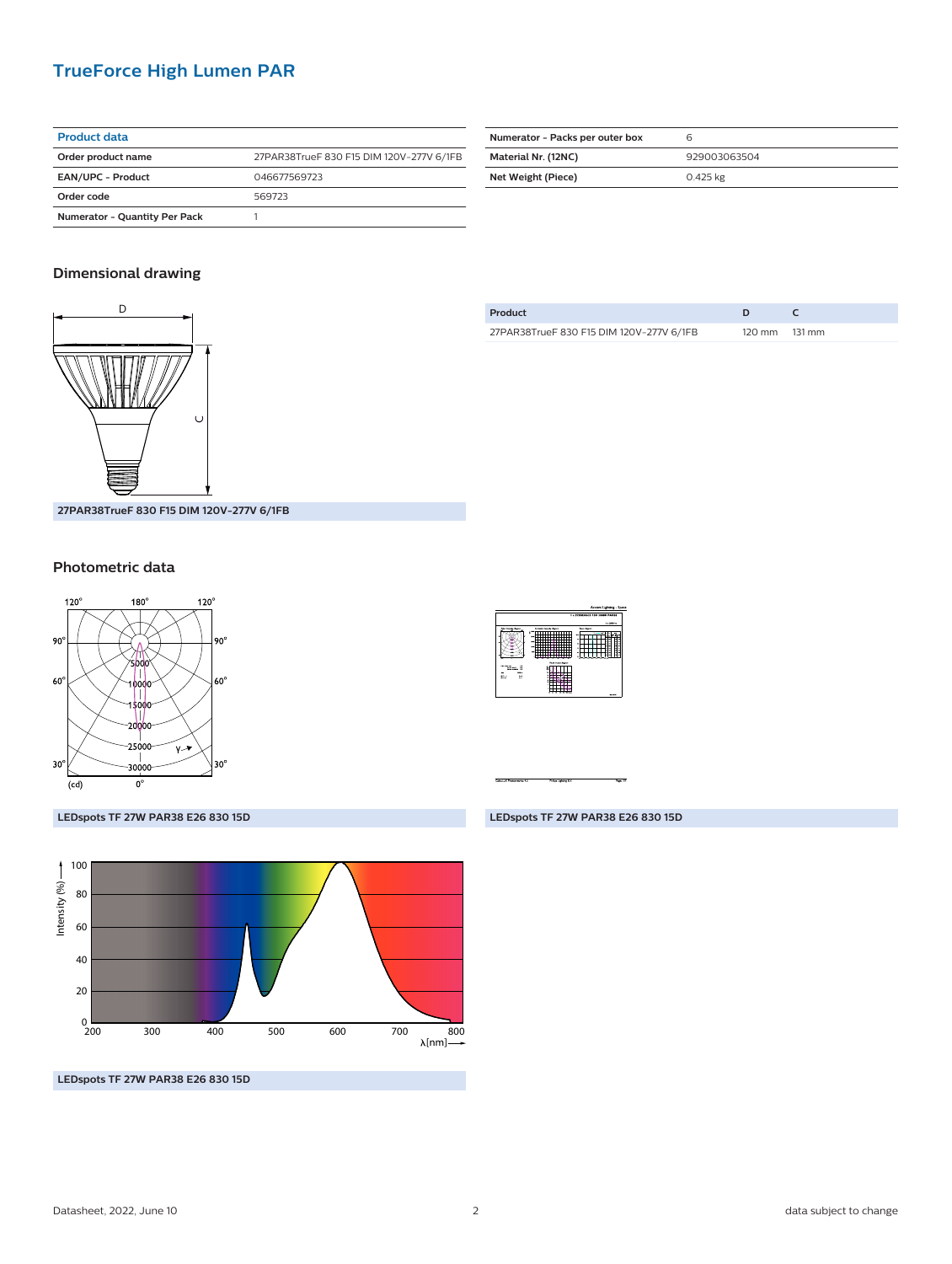# TrueForce High Lumen PAR

| Product data | |
|---|---|
| Order product name | 27PAR38TrueF 830 F15 DIM 120V-277V 6/1FB |
| EAN/UPC - Product | 046677569723 |
| Order code | 569723 |
| Numerator - Quantity Per Pack | 1 |
| Numerator - Packs per outer box | 6 |
| Material Nr. (12NC) | 929003063504 |
| Net Weight (Piece) | 0.425 kg |

## Dimensional drawing

27PAR38TrueF 830 F15 DIM 120V-277V 6/1FB

| Product | D | C |
|---|---|---|
| 27PAR38TrueF 830 F15 DIM 120V-277V 6/1FB | 120 mm | 131 mm |

## Photometric data

LEDspots TF 27W PAR38 E26 830 15D

LEDspots TF 27W PAR38 E26 830 15D

LEDspots TF 27W PAR38 E26 830 15D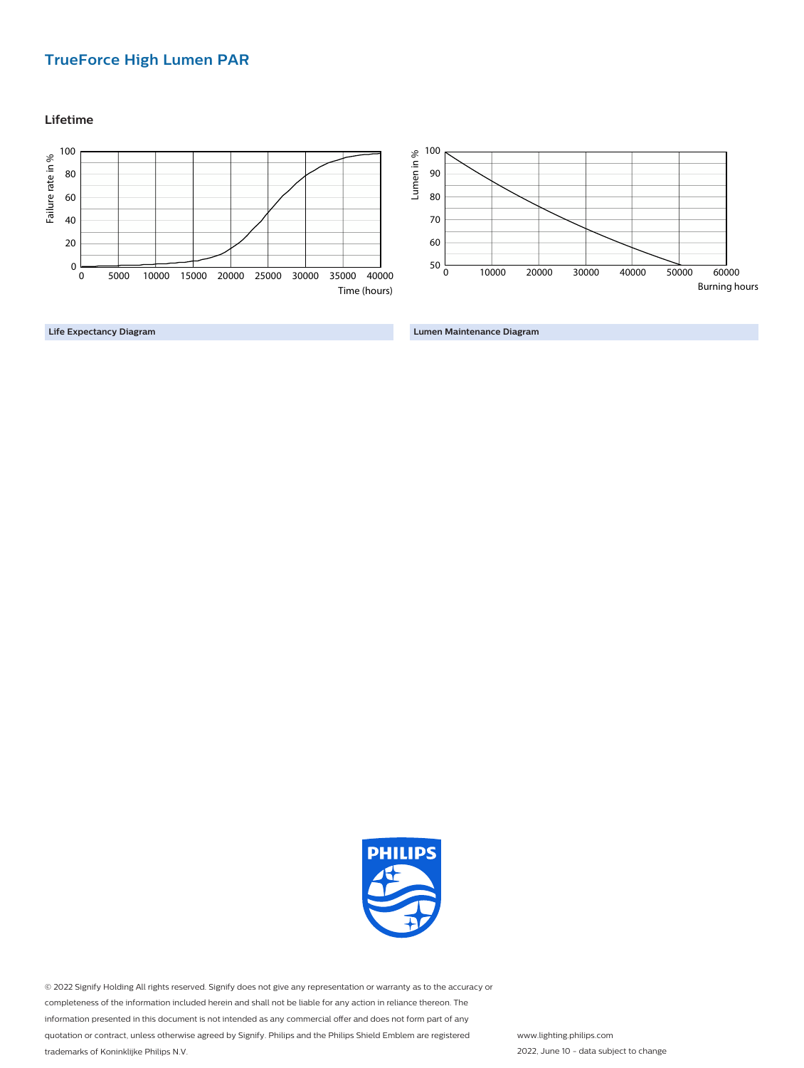## TrueForce High Lumen PAR

### Lifetime

Failure rate in %

100
80
60
40
20
0

0 5000 10000 15000 20000 25000 30000 35000 40000

Time (hours)

**Life Expectancy Diagram**

Lumen in %

100
90
80
70
60
50

0 10000 20000 30000 40000 50000 60000

Burning hours

**Lumen Maintenance Diagram**

© 2022 Signify Holding All rights reserved. Signify does not give any representation or warranty as to the accuracy or completeness of the information included herein and shall not be liable for any action in reliance thereon. The information presented in this document is not intended as any commercial offer and does not form part of any quotation or contract, unless otherwise agreed by Signify. Philips and the Philips Shield Emblem are registered trademarks of Koninklijke Philips N.V.

www.lighting.philips.com
2022, June 10 - data subject to change